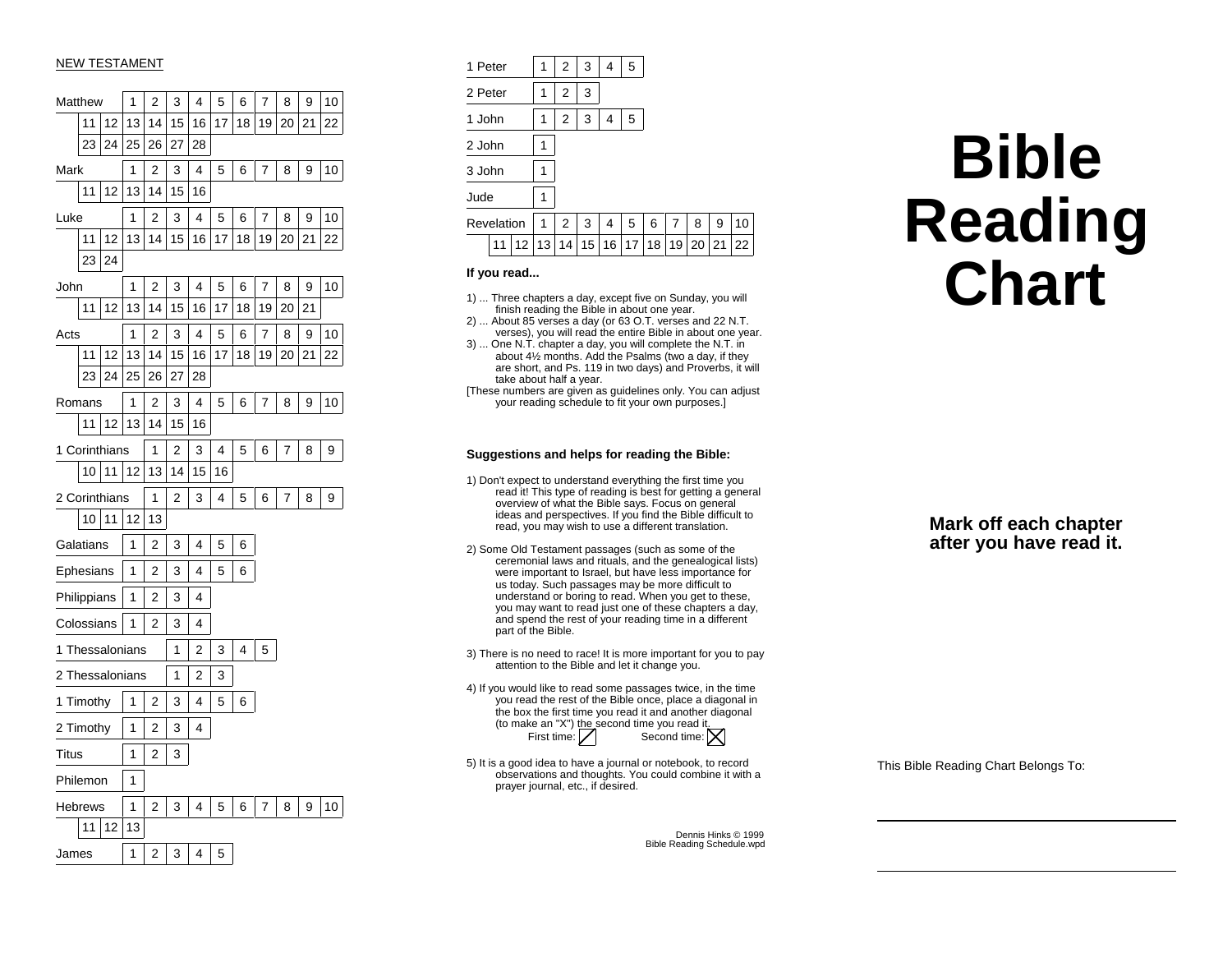NEW TESTAMENT

| Book | Chapters |
|---|---|
| Matthew | 1 2 3 4 5 6 7 8 9 10 11 12 13 14 15 16 17 18 19 20 21 22 23 24 25 26 27 28 |
| Mark | 1 2 3 4 5 6 7 8 9 10 11 12 13 14 15 16 |
| Luke | 1 2 3 4 5 6 7 8 9 10 11 12 13 14 15 16 17 18 19 20 21 22 23 24 |
| John | 1 2 3 4 5 6 7 8 9 10 11 12 13 14 15 16 17 18 19 20 21 |
| Acts | 1 2 3 4 5 6 7 8 9 10 11 12 13 14 15 16 17 18 19 20 21 22 23 24 25 26 27 28 |
| Romans | 1 2 3 4 5 6 7 8 9 10 11 12 13 14 15 16 |
| 1 Corinthians | 1 2 3 4 5 6 7 8 9 10 11 12 13 14 15 16 |
| 2 Corinthians | 1 2 3 4 5 6 7 8 9 10 11 12 13 |
| Galatians | 1 2 3 4 5 6 |
| Ephesians | 1 2 3 4 5 6 |
| Philippians | 1 2 3 4 |
| Colossians | 1 2 3 4 |
| 1 Thessalonians | 1 2 3 4 5 |
| 2 Thessalonians | 1 2 3 |
| 1 Timothy | 1 2 3 4 5 6 |
| 2 Timothy | 1 2 3 4 |
| Titus | 1 2 3 |
| Philemon | 1 |
| Hebrews | 1 2 3 4 5 6 7 8 9 10 11 12 13 |
| James | 1 2 3 4 5 |
| 1 Peter | 1 2 3 4 5 |
| 2 Peter | 1 2 3 |
| 1 John | 1 2 3 4 5 |
| 2 John | 1 |
| 3 John | 1 |
| Jude | 1 |
| Revelation | 1 2 3 4 5 6 7 8 9 10 11 12 13 14 15 16 17 18 19 20 21 22 |

**If you read...**

1) ... Three chapters a day, except five on Sunday, you will finish reading the Bible in about one year.
2) ... About 85 verses a day (or 63 O.T. verses and 22 N.T. verses), you will read the entire Bible in about one year.
3) ... One N.T. chapter a day, you will complete the N.T. in about 4½ months. Add the Psalms (two a day, if they are short, and Ps. 119 in two days) and Proverbs, it will take about half a year.

[These numbers are given as guidelines only. You can adjust your reading schedule to fit your own purposes.]

**Suggestions and helps for reading the Bible:**

1) Don't expect to understand everything the first time you read it! This type of reading is best for getting a general overview of what the Bible says. Focus on general ideas and perspectives. If you find the Bible difficult to read, you may wish to use a different translation.

2) Some Old Testament passages (such as some of the ceremonial laws and rituals, and the genealogical lists) were important to Israel, but have less importance for us today. Such passages may be more difficult to understand or boring to read. When you get to these, you may want to read just one of these chapters a day, and spend the rest of your reading time in a different part of the Bible.

3) There is no need to race! It is more important for you to pay attention to the Bible and let it change you.

4) If you would like to read some passages twice, in the time you read the rest of the Bible once, place a diagonal in the box the first time you read it and another diagonal (to make an "X") the second time you read it.
First time: ☐ Second time: ☒

5) It is a good idea to have a journal or notebook, to record observations and thoughts. You could combine it with a prayer journal, etc., if desired.

Dennis Hinks © 1999
Bible Reading Schedule.wpd

# Bible Reading Chart

**Mark off each chapter after you have read it.**

This Bible Reading Chart Belongs To:

\_\_\_\_\_\_\_\_\_\_\_\_\_\_\_\_\_\_\_\_\_\_\_\_\_\_\_\_\_\_

\_\_\_\_\_\_\_\_\_\_\_\_\_\_\_\_\_\_\_\_\_\_\_\_\_\_\_\_\_\_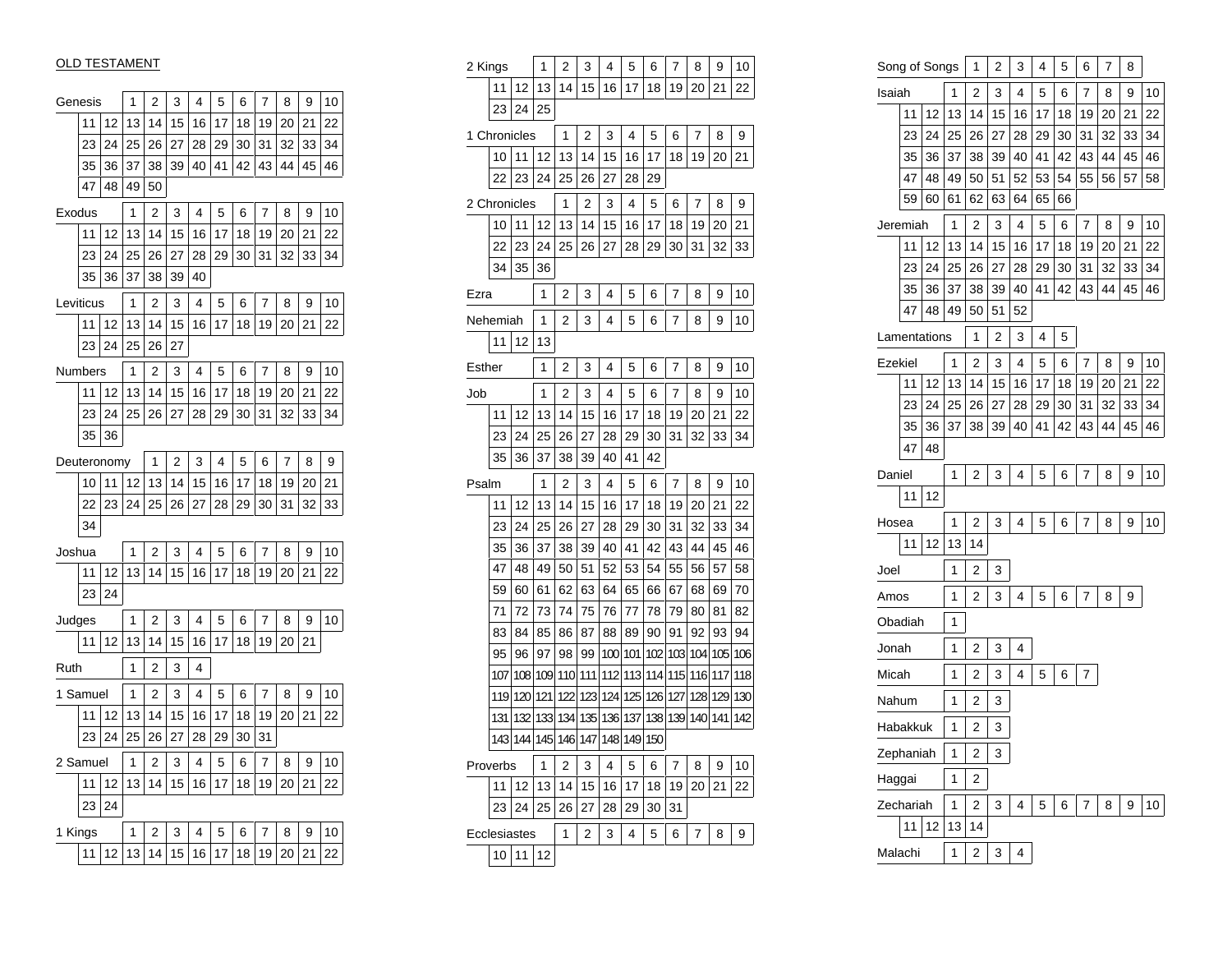OLD TESTAMENT

Genesis 1 2 3 4 5 6 7 8 9 10
11 12 13 14 15 16 17 18 19 20 21 22
23 24 25 26 27 28 29 30 31 32 33 34
35 36 37 38 39 40 41 42 43 44 45 46
47 48 49 50

Exodus 1 2 3 4 5 6 7 8 9 10
11 12 13 14 15 16 17 18 19 20 21 22
23 24 25 26 27 28 29 30 31 32 33 34
35 36 37 38 39 40

Leviticus 1 2 3 4 5 6 7 8 9 10
11 12 13 14 15 16 17 18 19 20 21 22
23 24 25 26 27

Numbers 1 2 3 4 5 6 7 8 9 10
11 12 13 14 15 16 17 18 19 20 21 22
23 24 25 26 27 28 29 30 31 32 33 34
35 36

Deuteronomy 1 2 3 4 5 6 7 8 9
10 11 12 13 14 15 16 17 18 19 20 21
22 23 24 25 26 27 28 29 30 31 32 33
34

Joshua 1 2 3 4 5 6 7 8 9 10
11 12 13 14 15 16 17 18 19 20 21 22
23 24

Judges 1 2 3 4 5 6 7 8 9 10
11 12 13 14 15 16 17 18 19 20 21

Ruth 1 2 3 4

1 Samuel 1 2 3 4 5 6 7 8 9 10
11 12 13 14 15 16 17 18 19 20 21 22
23 24 25 26 27 28 29 30 31

2 Samuel 1 2 3 4 5 6 7 8 9 10
11 12 13 14 15 16 17 18 19 20 21 22
23 24

1 Kings 1 2 3 4 5 6 7 8 9 10
11 12 13 14 15 16 17 18 19 20 21 22

2 Kings 1 2 3 4 5 6 7 8 9 10
11 12 13 14 15 16 17 18 19 20 21 22
23 24 25

1 Chronicles 1 2 3 4 5 6 7 8 9
10 11 12 13 14 15 16 17 18 19 20 21
22 23 24 25 26 27 28 29

2 Chronicles 1 2 3 4 5 6 7 8 9
10 11 12 13 14 15 16 17 18 19 20 21
22 23 24 25 26 27 28 29 30 31 32 33
34 35 36

Ezra 1 2 3 4 5 6 7 8 9 10

Nehemiah 1 2 3 4 5 6 7 8 9 10
11 12 13

Esther 1 2 3 4 5 6 7 8 9 10

Job 1 2 3 4 5 6 7 8 9 10
11 12 13 14 15 16 17 18 19 20 21 22
23 24 25 26 27 28 29 30 31 32 33 34
35 36 37 38 39 40 41 42

Psalm 1 2 3 4 5 6 7 8 9 10
11 12 13 14 15 16 17 18 19 20 21 22
23 24 25 26 27 28 29 30 31 32 33 34
35 36 37 38 39 40 41 42 43 44 45 46
47 48 49 50 51 52 53 54 55 56 57 58
59 60 61 62 63 64 65 66 67 68 69 70
71 72 73 74 75 76 77 78 79 80 81 82
83 84 85 86 87 88 89 90 91 92 93 94
95 96 97 98 99 100 101 102 103 104 105 106
107 108 109 110 111 112 113 114 115 116 117 118
119 120 121 122 123 124 125 126 127 128 129 130
131 132 133 134 135 136 137 138 139 140 141 142
143 144 145 146 147 148 149 150

Proverbs 1 2 3 4 5 6 7 8 9 10
11 12 13 14 15 16 17 18 19 20 21 22
23 24 25 26 27 28 29 30 31

Ecclesiastes 1 2 3 4 5 6 7 8 9
10 11 12

Song of Songs 1 2 3 4 5 6 7 8

Isaiah 1 2 3 4 5 6 7 8 9 10
11 12 13 14 15 16 17 18 19 20 21 22
23 24 25 26 27 28 29 30 31 32 33 34
35 36 37 38 39 40 41 42 43 44 45 46
47 48 49 50 51 52 53 54 55 56 57 58
59 60 61 62 63 64 65 66

Jeremiah 1 2 3 4 5 6 7 8 9 10
11 12 13 14 15 16 17 18 19 20 21 22
23 24 25 26 27 28 29 30 31 32 33 34
35 36 37 38 39 40 41 42 43 44 45 46
47 48 49 50 51 52

Lamentations 1 2 3 4 5

Ezekiel 1 2 3 4 5 6 7 8 9 10
11 12 13 14 15 16 17 18 19 20 21 22
23 24 25 26 27 28 29 30 31 32 33 34
35 36 37 38 39 40 41 42 43 44 45 46
47 48

Daniel 1 2 3 4 5 6 7 8 9 10
11 12

Hosea 1 2 3 4 5 6 7 8 9 10
11 12 13 14

Joel 1 2 3

Amos 1 2 3 4 5 6 7 8 9

Obadiah 1

Jonah 1 2 3 4

Micah 1 2 3 4 5 6 7

Nahum 1 2 3

Habakkuk 1 2 3

Zephaniah 1 2 3

Haggai 1 2

Zechariah 1 2 3 4 5 6 7 8 9 10
11 12 13 14

Malachi 1 2 3 4